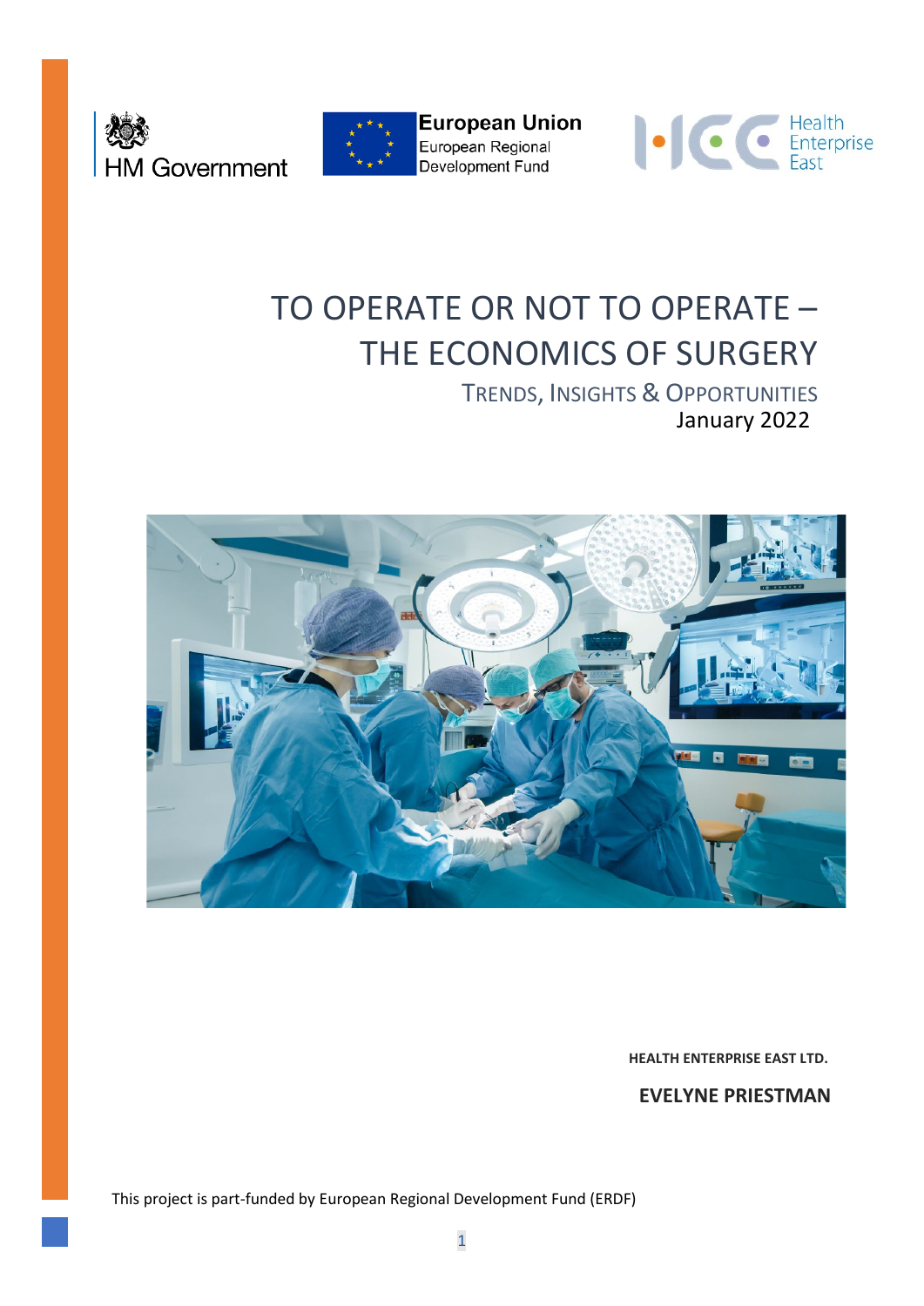HM Government

European Union
European Regional Development Fund

Health Enterprise East

# TO OPERATE OR NOT TO OPERATE – THE ECONOMICS OF SURGERY

## TRENDS, INSIGHTS & OPPORTUNITIES

January 2022

**HEALTH ENTERPRISE EAST LTD.**

**EVELYNE PRIESTMAN**

This project is part-funded by European Regional Development Fund (ERDF)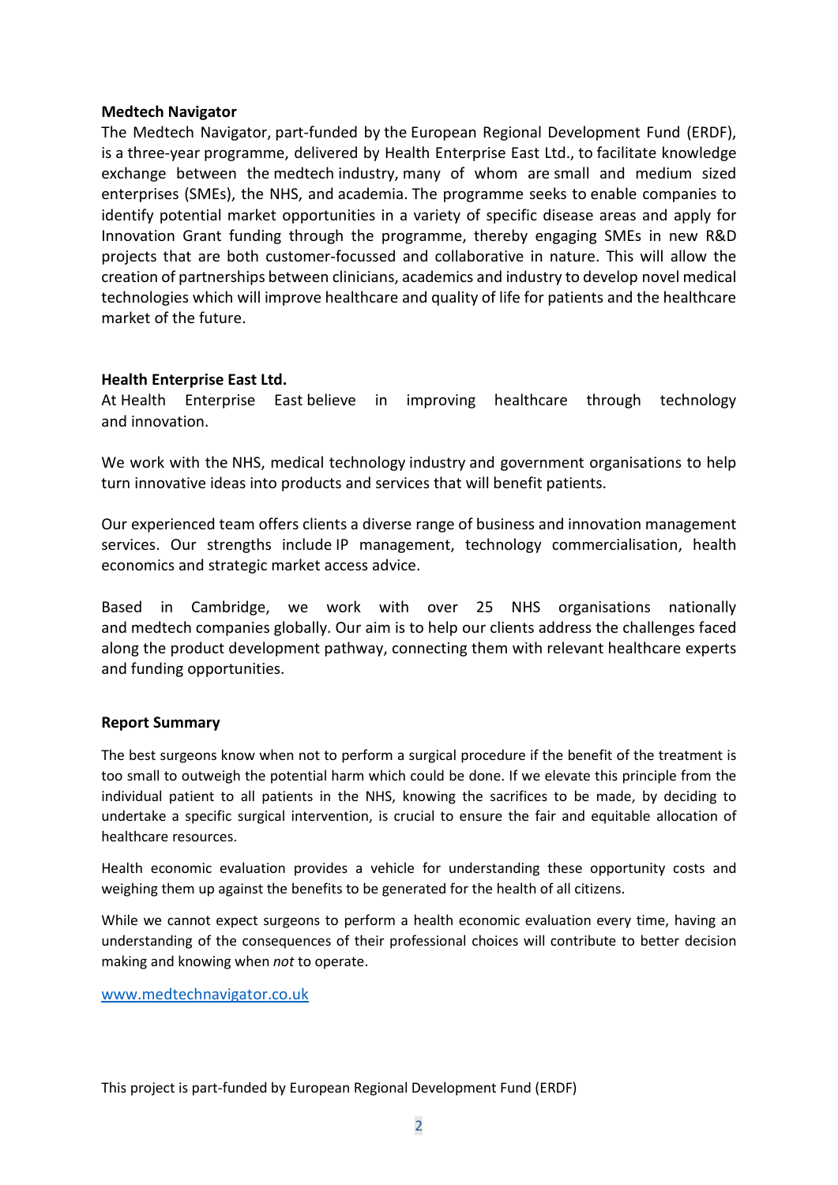**Medtech Navigator**

The Medtech Navigator, part-funded by the European Regional Development Fund (ERDF), is a three-year programme, delivered by Health Enterprise East Ltd., to facilitate knowledge exchange between the medtech industry, many of whom are small and medium sized enterprises (SMEs), the NHS, and academia. The programme seeks to enable companies to identify potential market opportunities in a variety of specific disease areas and apply for Innovation Grant funding through the programme, thereby engaging SMEs in new R&D projects that are both customer-focussed and collaborative in nature. This will allow the creation of partnerships between clinicians, academics and industry to develop novel medical technologies which will improve healthcare and quality of life for patients and the healthcare market of the future.

**Health Enterprise East Ltd.**

At Health Enterprise East believe in improving healthcare through technology and innovation.

We work with the NHS, medical technology industry and government organisations to help turn innovative ideas into products and services that will benefit patients.

Our experienced team offers clients a diverse range of business and innovation management services. Our strengths include IP management, technology commercialisation, health economics and strategic market access advice.

Based in Cambridge, we work with over 25 NHS organisations nationally and medtech companies globally. Our aim is to help our clients address the challenges faced along the product development pathway, connecting them with relevant healthcare experts and funding opportunities.

**Report Summary**

The best surgeons know when not to perform a surgical procedure if the benefit of the treatment is too small to outweigh the potential harm which could be done. If we elevate this principle from the individual patient to all patients in the NHS, knowing the sacrifices to be made, by deciding to undertake a specific surgical intervention, is crucial to ensure the fair and equitable allocation of healthcare resources.

Health economic evaluation provides a vehicle for understanding these opportunity costs and weighing them up against the benefits to be generated for the health of all citizens.

While we cannot expect surgeons to perform a health economic evaluation every time, having an understanding of the consequences of their professional choices will contribute to better decision making and knowing when *not* to operate.

[www.medtechnavigator.co.uk](http://www.medtechnavigator.co.uk)

This project is part-funded by European Regional Development Fund (ERDF)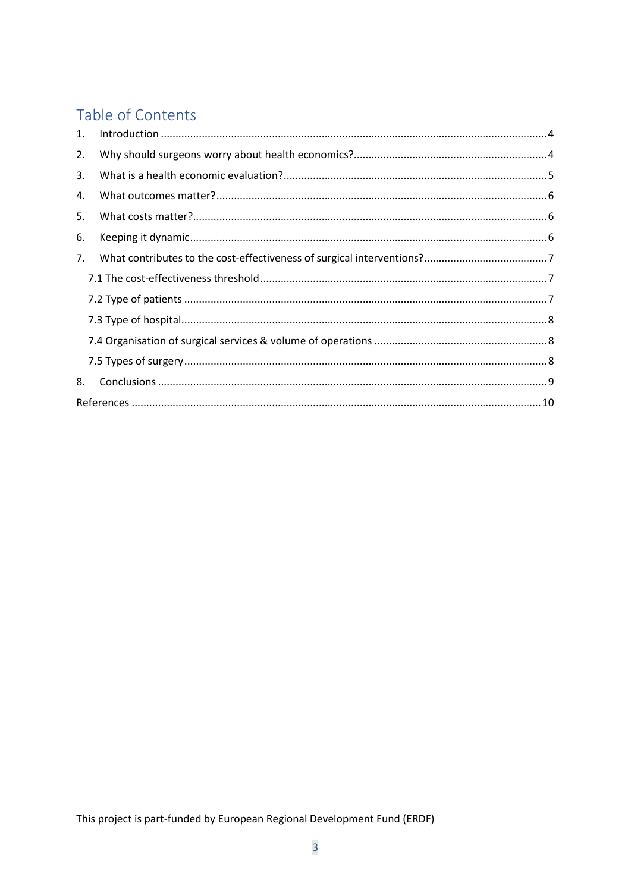## Table of Contents

1. Introduction ........ 4
2. Why should surgeons worry about health economics? ........ 4
3. What is a health economic evaluation? ........ 5
4. What outcomes matter? ........ 6
5. What costs matter? ........ 6
6. Keeping it dynamic ........ 6
7. What contributes to the cost-effectiveness of surgical interventions? ........ 7
   - 7.1 The cost-effectiveness threshold ........ 7
   - 7.2 Type of patients ........ 7
   - 7.3 Type of hospital ........ 8
   - 7.4 Organisation of surgical services & volume of operations ........ 8
   - 7.5 Types of surgery ........ 8
8. Conclusions ........ 9

References ........ 10

This project is part-funded by European Regional Development Fund (ERDF)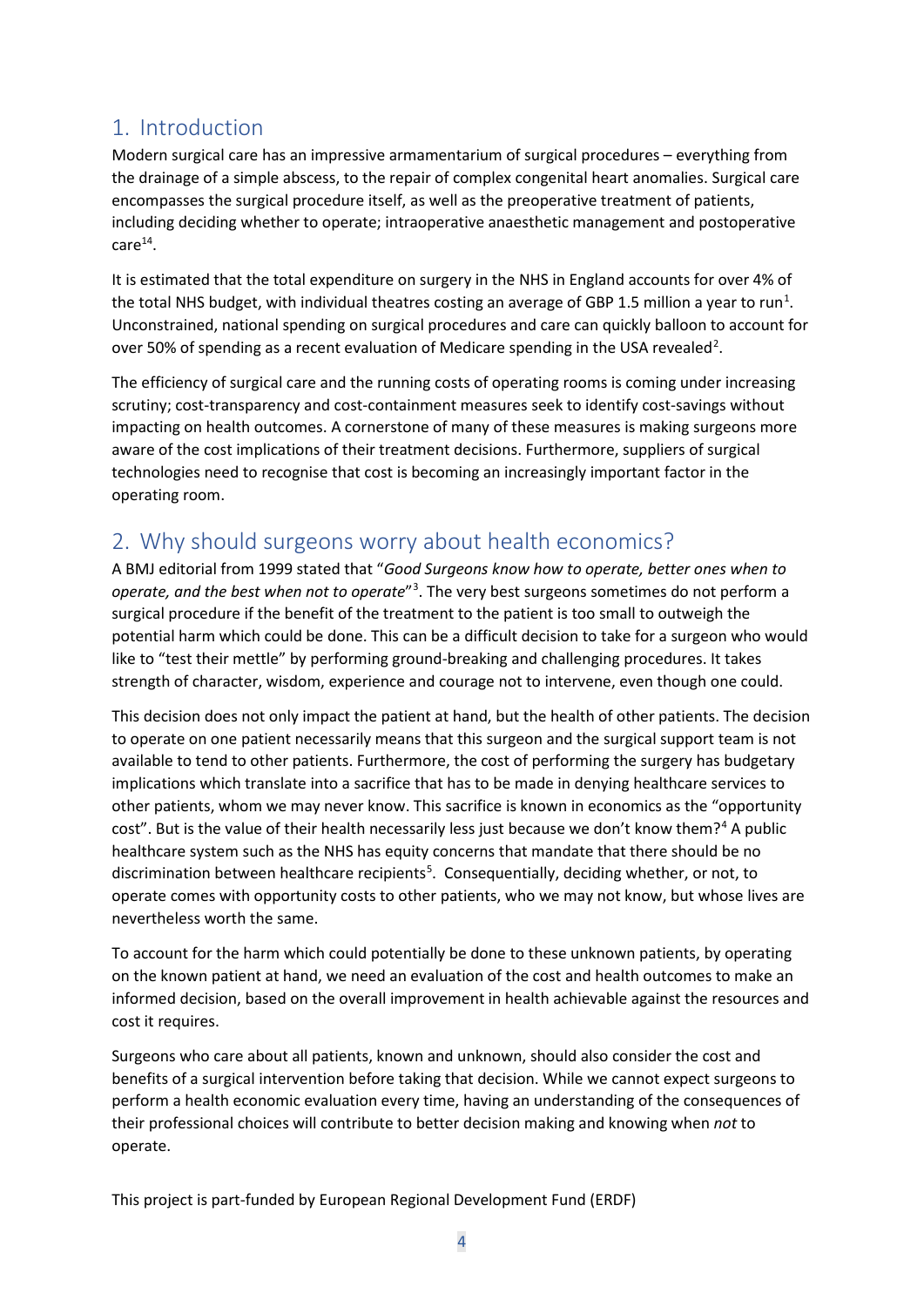## 1. Introduction

Modern surgical care has an impressive armamentarium of surgical procedures – everything from the drainage of a simple abscess, to the repair of complex congenital heart anomalies. Surgical care encompasses the surgical procedure itself, as well as the preoperative treatment of patients, including deciding whether to operate; intraoperative anaesthetic management and postoperative care[14].

It is estimated that the total expenditure on surgery in the NHS in England accounts for over 4% of the total NHS budget, with individual theatres costing an average of GBP 1.5 million a year to run[1]. Unconstrained, national spending on surgical procedures and care can quickly balloon to account for over 50% of spending as a recent evaluation of Medicare spending in the USA revealed[2].

The efficiency of surgical care and the running costs of operating rooms is coming under increasing scrutiny; cost-transparency and cost-containment measures seek to identify cost-savings without impacting on health outcomes. A cornerstone of many of these measures is making surgeons more aware of the cost implications of their treatment decisions. Furthermore, suppliers of surgical technologies need to recognise that cost is becoming an increasingly important factor in the operating room.

## 2. Why should surgeons worry about health economics?

A BMJ editorial from 1999 stated that "*Good Surgeons know how to operate, better ones when to operate, and the best when not to operate*"[3]. The very best surgeons sometimes do not perform a surgical procedure if the benefit of the treatment to the patient is too small to outweigh the potential harm which could be done. This can be a difficult decision to take for a surgeon who would like to "test their mettle" by performing ground-breaking and challenging procedures. It takes strength of character, wisdom, experience and courage not to intervene, even though one could.

This decision does not only impact the patient at hand, but the health of other patients. The decision to operate on one patient necessarily means that this surgeon and the surgical support team is not available to tend to other patients. Furthermore, the cost of performing the surgery has budgetary implications which translate into a sacrifice that has to be made in denying healthcare services to other patients, whom we may never know. This sacrifice is known in economics as the "opportunity cost". But is the value of their health necessarily less just because we don't know them?[4] A public healthcare system such as the NHS has equity concerns that mandate that there should be no discrimination between healthcare recipients[5]. Consequentially, deciding whether, or not, to operate comes with opportunity costs to other patients, who we may not know, but whose lives are nevertheless worth the same.

To account for the harm which could potentially be done to these unknown patients, by operating on the known patient at hand, we need an evaluation of the cost and health outcomes to make an informed decision, based on the overall improvement in health achievable against the resources and cost it requires.

Surgeons who care about all patients, known and unknown, should also consider the cost and benefits of a surgical intervention before taking that decision. While we cannot expect surgeons to perform a health economic evaluation every time, having an understanding of the consequences of their professional choices will contribute to better decision making and knowing when *not* to operate.

This project is part-funded by European Regional Development Fund (ERDF)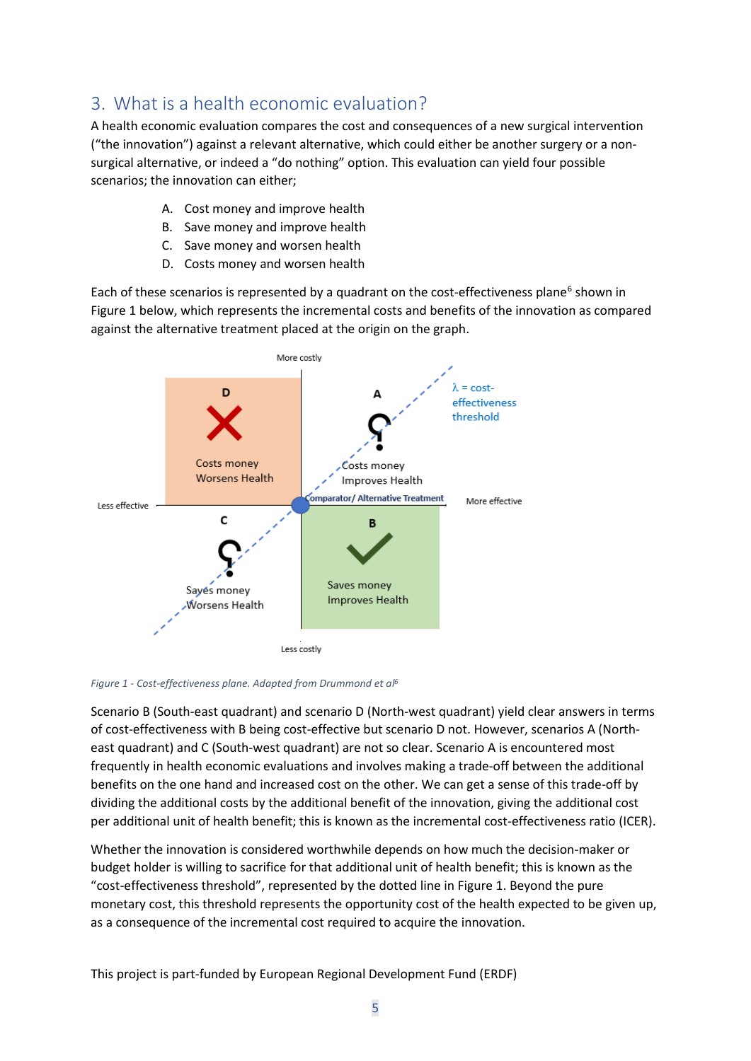## 3. What is a health economic evaluation?

A health economic evaluation compares the cost and consequences of a new surgical intervention ("the innovation") against a relevant alternative, which could either be another surgery or a non-surgical alternative, or indeed a "do nothing" option. This evaluation can yield four possible scenarios; the innovation can either;

A. Cost money and improve health
B. Save money and improve health
C. Save money and worsen health
D. Costs money and worsen health

Each of these scenarios is represented by a quadrant on the cost-effectiveness plane[6] shown in Figure 1 below, which represents the incremental costs and benefits of the innovation as compared against the alternative treatment placed at the origin on the graph.

*Figure 1 - Cost-effectiveness plane. Adapted from Drummond et al[6]*

Scenario B (South-east quadrant) and scenario D (North-west quadrant) yield clear answers in terms of cost-effectiveness with B being cost-effective but scenario D not. However, scenarios A (North-east quadrant) and C (South-west quadrant) are not so clear. Scenario A is encountered most frequently in health economic evaluations and involves making a trade-off between the additional benefits on the one hand and increased cost on the other. We can get a sense of this trade-off by dividing the additional costs by the additional benefit of the innovation, giving the additional cost per additional unit of health benefit; this is known as the incremental cost-effectiveness ratio (ICER).

Whether the innovation is considered worthwhile depends on how much the decision-maker or budget holder is willing to sacrifice for that additional unit of health benefit; this is known as the "cost-effectiveness threshold", represented by the dotted line in Figure 1. Beyond the pure monetary cost, this threshold represents the opportunity cost of the health expected to be given up, as a consequence of the incremental cost required to acquire the innovation.

This project is part-funded by European Regional Development Fund (ERDF)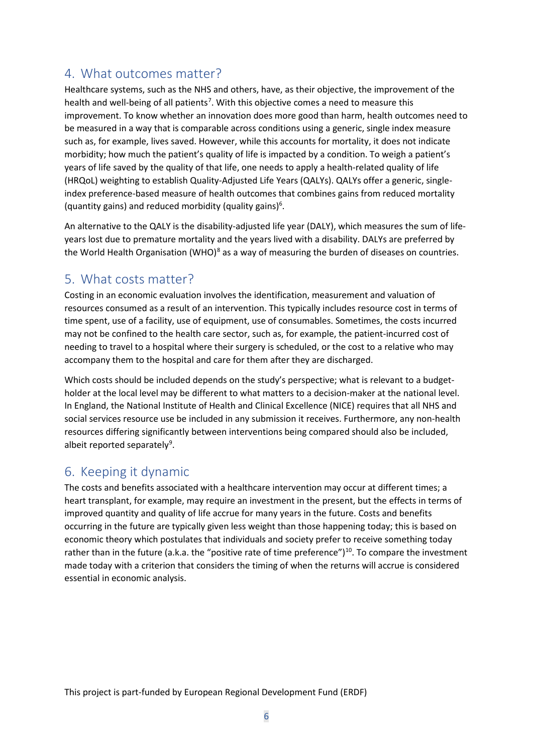## 4. What outcomes matter?

Healthcare systems, such as the NHS and others, have, as their objective, the improvement of the health and well-being of all patients[7]. With this objective comes a need to measure this improvement. To know whether an innovation does more good than harm, health outcomes need to be measured in a way that is comparable across conditions using a generic, single index measure such as, for example, lives saved. However, while this accounts for mortality, it does not indicate morbidity; how much the patient's quality of life is impacted by a condition. To weigh a patient's years of life saved by the quality of that life, one needs to apply a health-related quality of life (HRQoL) weighting to establish Quality-Adjusted Life Years (QALYs). QALYs offer a generic, single-index preference-based measure of health outcomes that combines gains from reduced mortality (quantity gains) and reduced morbidity (quality gains)[6].

An alternative to the QALY is the disability-adjusted life year (DALY), which measures the sum of life-years lost due to premature mortality and the years lived with a disability. DALYs are preferred by the World Health Organisation (WHO)[8] as a way of measuring the burden of diseases on countries.

## 5. What costs matter?

Costing in an economic evaluation involves the identification, measurement and valuation of resources consumed as a result of an intervention. This typically includes resource cost in terms of time spent, use of a facility, use of equipment, use of consumables. Sometimes, the costs incurred may not be confined to the health care sector, such as, for example, the patient-incurred cost of needing to travel to a hospital where their surgery is scheduled, or the cost to a relative who may accompany them to the hospital and care for them after they are discharged.

Which costs should be included depends on the study's perspective; what is relevant to a budget-holder at the local level may be different to what matters to a decision-maker at the national level. In England, the National Institute of Health and Clinical Excellence (NICE) requires that all NHS and social services resource use be included in any submission it receives. Furthermore, any non-health resources differing significantly between interventions being compared should also be included, albeit reported separately[9].

## 6. Keeping it dynamic

The costs and benefits associated with a healthcare intervention may occur at different times; a heart transplant, for example, may require an investment in the present, but the effects in terms of improved quantity and quality of life accrue for many years in the future. Costs and benefits occurring in the future are typically given less weight than those happening today; this is based on economic theory which postulates that individuals and society prefer to receive something today rather than in the future (a.k.a. the "positive rate of time preference")[10]. To compare the investment made today with a criterion that considers the timing of when the returns will accrue is considered essential in economic analysis.

This project is part-funded by European Regional Development Fund (ERDF)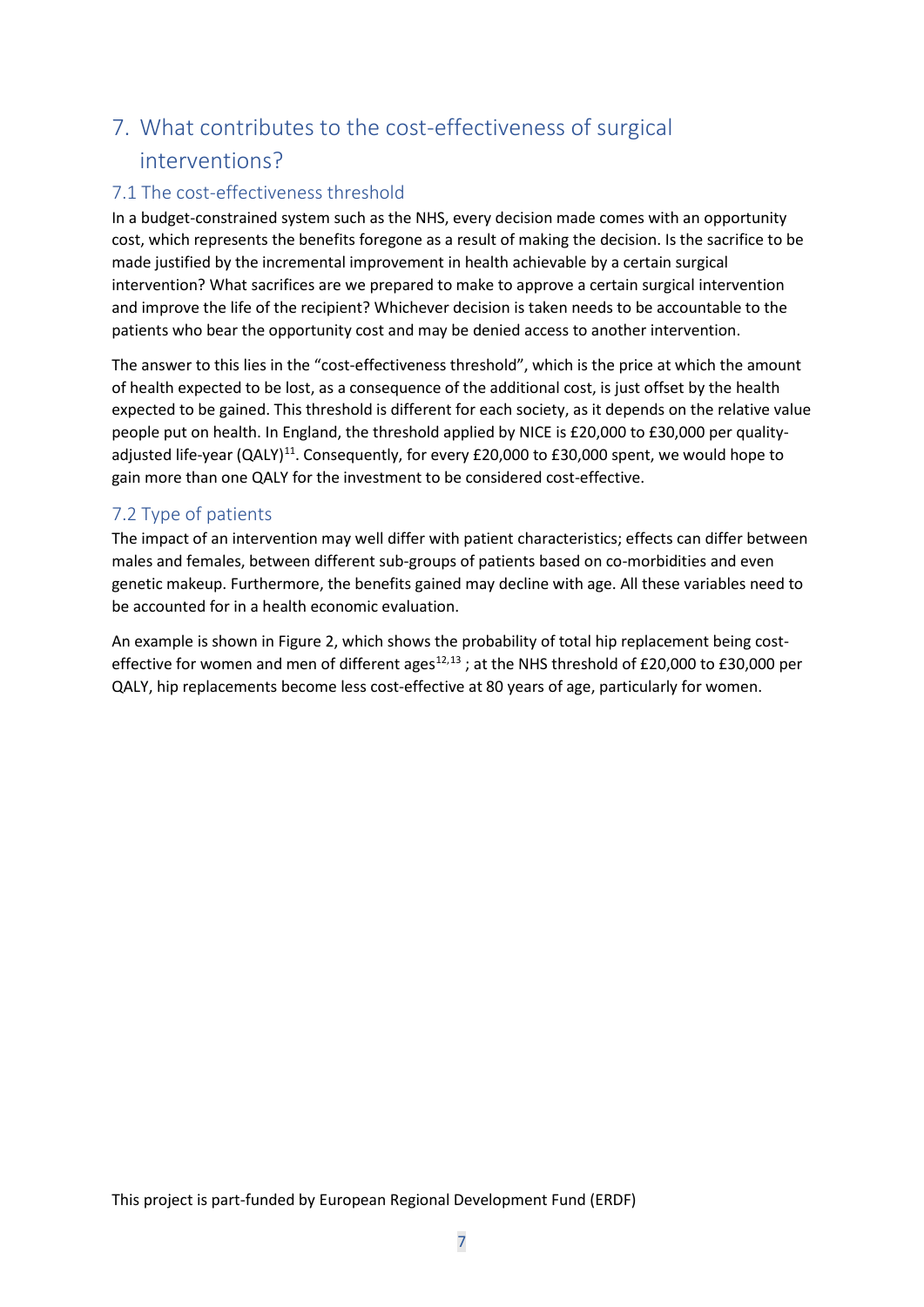# 7. What contributes to the cost-effectiveness of surgical interventions?

## 7.1 The cost-effectiveness threshold

In a budget-constrained system such as the NHS, every decision made comes with an opportunity cost, which represents the benefits foregone as a result of making the decision. Is the sacrifice to be made justified by the incremental improvement in health achievable by a certain surgical intervention? What sacrifices are we prepared to make to approve a certain surgical intervention and improve the life of the recipient? Whichever decision is taken needs to be accountable to the patients who bear the opportunity cost and may be denied access to another intervention.

The answer to this lies in the "cost-effectiveness threshold", which is the price at which the amount of health expected to be lost, as a consequence of the additional cost, is just offset by the health expected to be gained. This threshold is different for each society, as it depends on the relative value people put on health. In England, the threshold applied by NICE is £20,000 to £30,000 per quality-adjusted life-year (QALY)[11]. Consequently, for every £20,000 to £30,000 spent, we would hope to gain more than one QALY for the investment to be considered cost-effective.

## 7.2 Type of patients

The impact of an intervention may well differ with patient characteristics; effects can differ between males and females, between different sub-groups of patients based on co-morbidities and even genetic makeup. Furthermore, the benefits gained may decline with age. All these variables need to be accounted for in a health economic evaluation.

An example is shown in Figure 2, which shows the probability of total hip replacement being cost-effective for women and men of different ages[12,13] ; at the NHS threshold of £20,000 to £30,000 per QALY, hip replacements become less cost-effective at 80 years of age, particularly for women.

This project is part-funded by European Regional Development Fund (ERDF)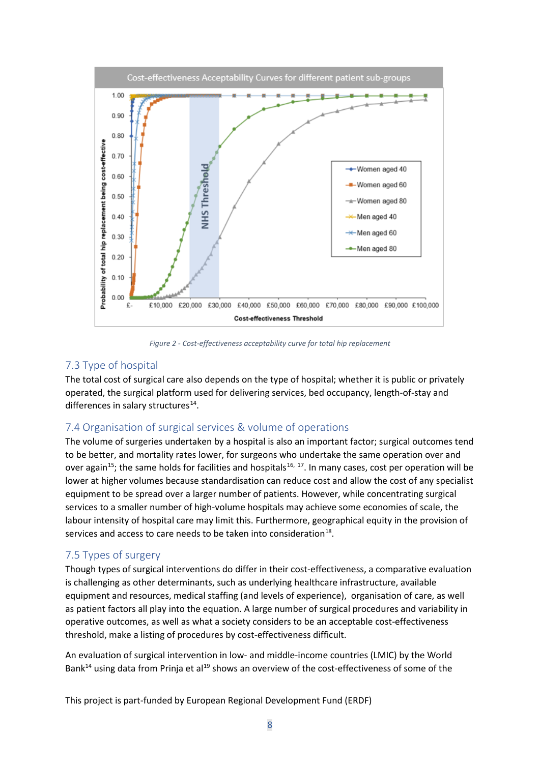Figure 2 - Cost-effectiveness acceptability curve for total hip replacement

## 7.3 Type of hospital

The total cost of surgical care also depends on the type of hospital; whether it is public or privately operated, the surgical platform used for delivering services, bed occupancy, length-of-stay and differences in salary structures[14].

## 7.4 Organisation of surgical services & volume of operations

The volume of surgeries undertaken by a hospital is also an important factor; surgical outcomes tend to be better, and mortality rates lower, for surgeons who undertake the same operation over and over again[15]; the same holds for facilities and hospitals[16, 17]. In many cases, cost per operation will be lower at higher volumes because standardisation can reduce cost and allow the cost of any specialist equipment to be spread over a larger number of patients. However, while concentrating surgical services to a smaller number of high-volume hospitals may achieve some economies of scale, the labour intensity of hospital care may limit this. Furthermore, geographical equity in the provision of services and access to care needs to be taken into consideration[18].

## 7.5 Types of surgery

Though types of surgical interventions do differ in their cost-effectiveness, a comparative evaluation is challenging as other determinants, such as underlying healthcare infrastructure, available equipment and resources, medical staffing (and levels of experience), organisation of care, as well as patient factors all play into the equation. A large number of surgical procedures and variability in operative outcomes, as well as what a society considers to be an acceptable cost-effectiveness threshold, make a listing of procedures by cost-effectiveness difficult.

An evaluation of surgical intervention in low- and middle-income countries (LMIC) by the World Bank[14] using data from Prinja et al[19] shows an overview of the cost-effectiveness of some of the

This project is part-funded by European Regional Development Fund (ERDF)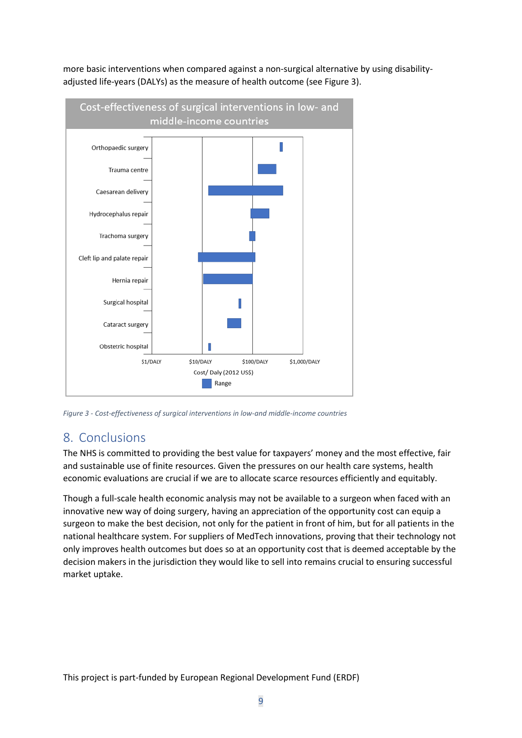more basic interventions when compared against a non-surgical alternative by using disability-adjusted life-years (DALYs) as the measure of health outcome (see Figure 3).

Cost-effectiveness of surgical interventions in low- and middle-income countries

Orthopaedic surgery
Trauma centre
Caesarean delivery
Hydrocephalus repair
Trachoma surgery
Cleft lip and palate repair
Hernia repair
Surgical hospital
Cataract surgery
Obstetric hospital

$1/DALY $10/DALY $100/DALY $1,000/DALY

Cost/ Daly (2012 US$)

Range

*Figure 3 - Cost-effectiveness of surgical interventions in low-and middle-income countries*

## 8. Conclusions

The NHS is committed to providing the best value for taxpayers' money and the most effective, fair and sustainable use of finite resources. Given the pressures on our health care systems, health economic evaluations are crucial if we are to allocate scarce resources efficiently and equitably.

Though a full-scale health economic analysis may not be available to a surgeon when faced with an innovative new way of doing surgery, having an appreciation of the opportunity cost can equip a surgeon to make the best decision, not only for the patient in front of him, but for all patients in the national healthcare system. For suppliers of MedTech innovations, proving that their technology not only improves health outcomes but does so at an opportunity cost that is deemed acceptable by the decision makers in the jurisdiction they would like to sell into remains crucial to ensuring successful market uptake.

This project is part-funded by European Regional Development Fund (ERDF)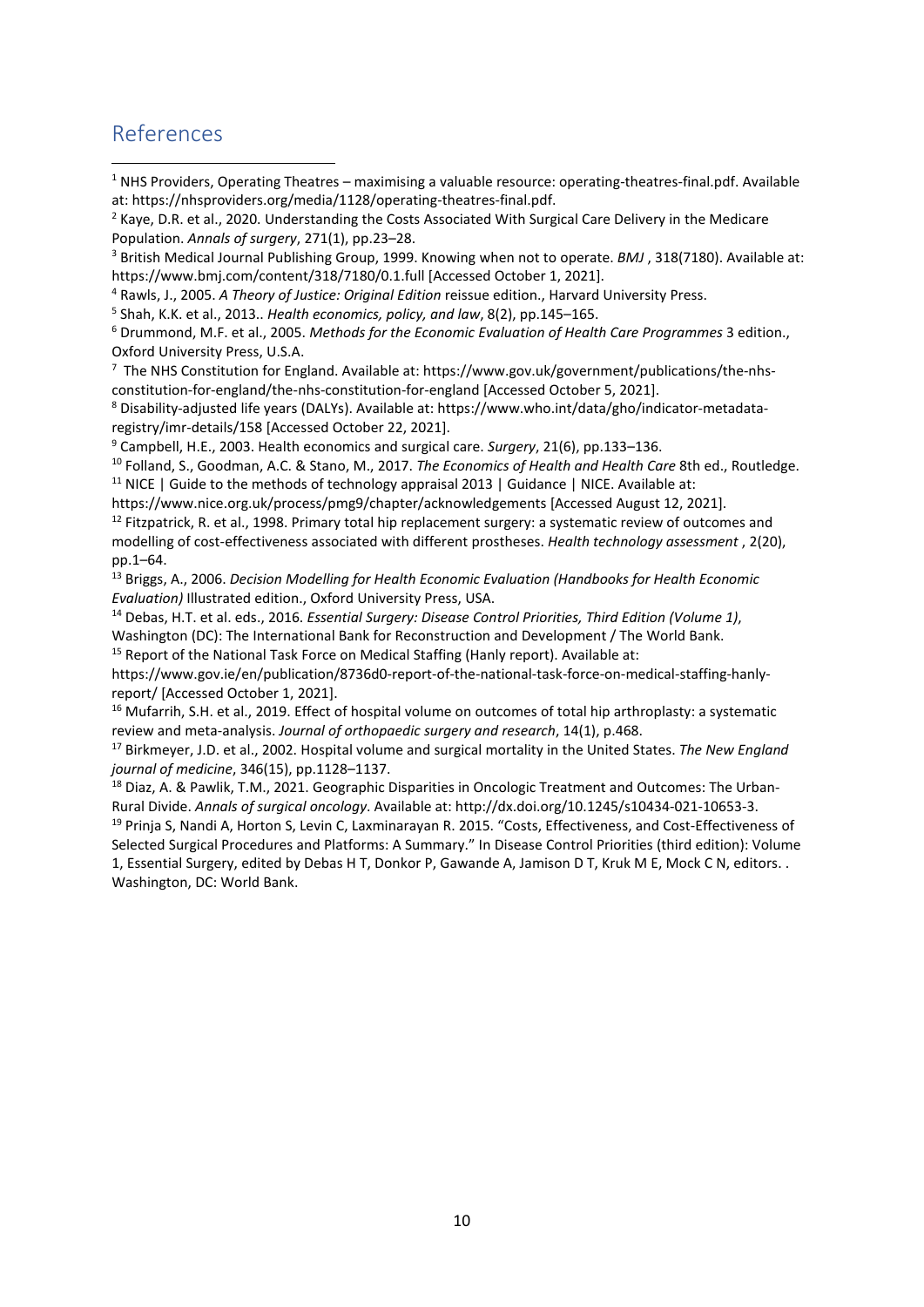## References

[1] NHS Providers, Operating Theatres – maximising a valuable resource: operating-theatres-final.pdf. Available at: https://nhsproviders.org/media/1128/operating-theatres-final.pdf.

[2] Kaye, D.R. et al., 2020. Understanding the Costs Associated With Surgical Care Delivery in the Medicare Population. *Annals of surgery*, 271(1), pp.23–28.

[3] British Medical Journal Publishing Group, 1999. Knowing when not to operate. *BMJ* , 318(7180). Available at: https://www.bmj.com/content/318/7180/0.1.full [Accessed October 1, 2021].

[4] Rawls, J., 2005. *A Theory of Justice: Original Edition* reissue edition., Harvard University Press.

[5] Shah, K.K. et al., 2013.. *Health economics, policy, and law*, 8(2), pp.145–165.

[6] Drummond, M.F. et al., 2005. *Methods for the Economic Evaluation of Health Care Programmes* 3 edition., Oxford University Press, U.S.A.

[7] The NHS Constitution for England. Available at: https://www.gov.uk/government/publications/the-nhs-constitution-for-england/the-nhs-constitution-for-england [Accessed October 5, 2021].

[8] Disability-adjusted life years (DALYs). Available at: https://www.who.int/data/gho/indicator-metadata-registry/imr-details/158 [Accessed October 22, 2021].

[9] Campbell, H.E., 2003. Health economics and surgical care. *Surgery*, 21(6), pp.133–136.

[10] Folland, S., Goodman, A.C. & Stano, M., 2017. *The Economics of Health and Health Care* 8th ed., Routledge.

[11] NICE | Guide to the methods of technology appraisal 2013 | Guidance | NICE. Available at: https://www.nice.org.uk/process/pmg9/chapter/acknowledgements [Accessed August 12, 2021].

[12] Fitzpatrick, R. et al., 1998. Primary total hip replacement surgery: a systematic review of outcomes and modelling of cost-effectiveness associated with different prostheses. *Health technology assessment* , 2(20), pp.1–64.

[13] Briggs, A., 2006. *Decision Modelling for Health Economic Evaluation (Handbooks for Health Economic Evaluation)* Illustrated edition., Oxford University Press, USA.

[14] Debas, H.T. et al. eds., 2016. *Essential Surgery: Disease Control Priorities, Third Edition (Volume 1)*, Washington (DC): The International Bank for Reconstruction and Development / The World Bank.

[15] Report of the National Task Force on Medical Staffing (Hanly report). Available at: https://www.gov.ie/en/publication/8736d0-report-of-the-national-task-force-on-medical-staffing-hanly-report/ [Accessed October 1, 2021].

[16] Mufarrih, S.H. et al., 2019. Effect of hospital volume on outcomes of total hip arthroplasty: a systematic review and meta-analysis. *Journal of orthopaedic surgery and research*, 14(1), p.468.

[17] Birkmeyer, J.D. et al., 2002. Hospital volume and surgical mortality in the United States. *The New England journal of medicine*, 346(15), pp.1128–1137.

[18] Diaz, A. & Pawlik, T.M., 2021. Geographic Disparities in Oncologic Treatment and Outcomes: The Urban-Rural Divide. *Annals of surgical oncology*. Available at: http://dx.doi.org/10.1245/s10434-021-10653-3.

[19] Prinja S, Nandi A, Horton S, Levin C, Laxminarayan R. 2015. "Costs, Effectiveness, and Cost-Effectiveness of Selected Surgical Procedures and Platforms: A Summary." In Disease Control Priorities (third edition): Volume 1, Essential Surgery, edited by Debas H T, Donkor P, Gawande A, Jamison D T, Kruk M E, Mock C N, editors. . Washington, DC: World Bank.